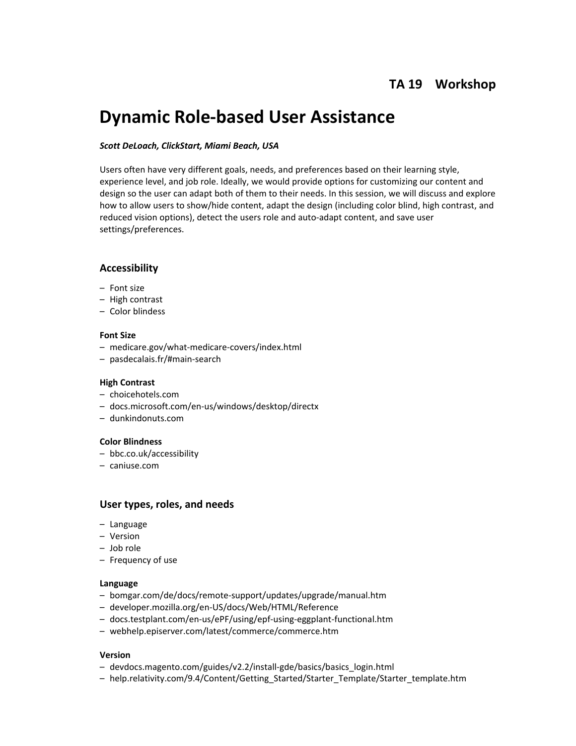**TA 19 Workshop**

# Dynamic Role-based User Assistance

***Scott DeLoach, ClickStart, Miami Beach, USA***

Users often have very different goals, needs, and preferences based on their learning style, experience level, and job role. Ideally, we would provide options for customizing our content and design so the user can adapt both of them to their needs. In this session, we will discuss and explore how to allow users to show/hide content, adapt the design (including color blind, high contrast, and reduced vision options), detect the users role and auto-adapt content, and save user settings/preferences.

## Accessibility

– Font size
– High contrast
– Color blindess

**Font Size**

– medicare.gov/what-medicare-covers/index.html
– pasdecalais.fr/#main-search

**High Contrast**

– choicehotels.com
– docs.microsoft.com/en-us/windows/desktop/directx
– dunkindonuts.com

**Color Blindness**

– bbc.co.uk/accessibility
– caniuse.com

## User types, roles, and needs

– Language
– Version
– Job role
– Frequency of use

**Language**

– bomgar.com/de/docs/remote-support/updates/upgrade/manual.htm
– developer.mozilla.org/en-US/docs/Web/HTML/Reference
– docs.testplant.com/en-us/ePF/using/epf-using-eggplant-functional.htm
– webhelp.episerver.com/latest/commerce/commerce.htm

**Version**

– devdocs.magento.com/guides/v2.2/install-gde/basics/basics_login.html
– help.relativity.com/9.4/Content/Getting_Started/Starter_Template/Starter_template.htm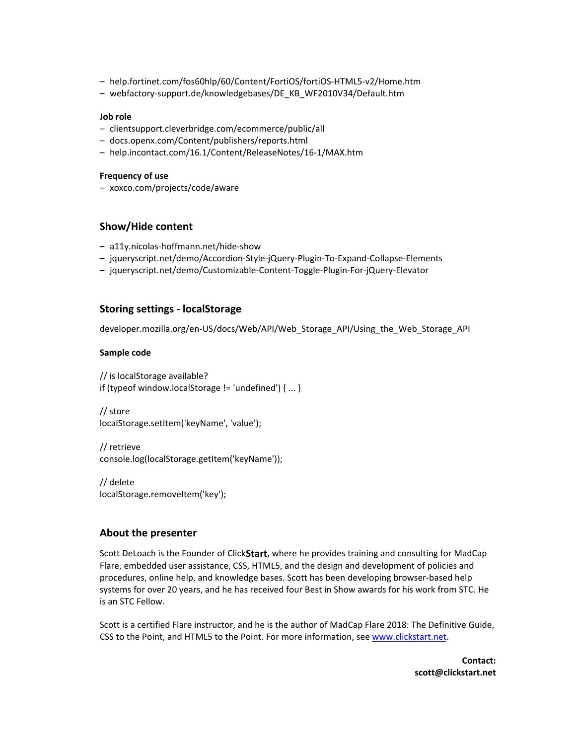- help.fortinet.com/fos60hlp/60/Content/FortiOS/fortiOS-HTML5-v2/Home.htm
- webfactory-support.de/knowledgebases/DE_KB_WF2010V34/Default.htm

**Job role**

- clientsupport.cleverbridge.com/ecommerce/public/all
- docs.openx.com/Content/publishers/reports.html
- help.incontact.com/16.1/Content/ReleaseNotes/16-1/MAX.htm

**Frequency of use**

- xoxco.com/projects/code/aware

## Show/Hide content

- a11y.nicolas-hoffmann.net/hide-show
- jqueryscript.net/demo/Accordion-Style-jQuery-Plugin-To-Expand-Collapse-Elements
- jqueryscript.net/demo/Customizable-Content-Toggle-Plugin-For-jQuery-Elevator

## Storing settings - localStorage

developer.mozilla.org/en-US/docs/Web/API/Web_Storage_API/Using_the_Web_Storage_API

**Sample code**

```
// is localStorage available?
if (typeof window.localStorage != 'undefined') { ... }

// store
localStorage.setItem('keyName', 'value');

// retrieve
console.log(localStorage.getItem('keyName'));

// delete
localStorage.removeItem('key');
```

## About the presenter

Scott DeLoach is the Founder of Click**Start**, where he provides training and consulting for MadCap Flare, embedded user assistance, CSS, HTML5, and the design and development of policies and procedures, online help, and knowledge bases. Scott has been developing browser-based help systems for over 20 years, and he has received four Best in Show awards for his work from STC. He is an STC Fellow.

Scott is a certified Flare instructor, and he is the author of MadCap Flare 2018: The Definitive Guide, CSS to the Point, and HTML5 to the Point. For more information, see [www.clickstart.net](http://www.clickstart.net).

**Contact:**
**scott@clickstart.net**